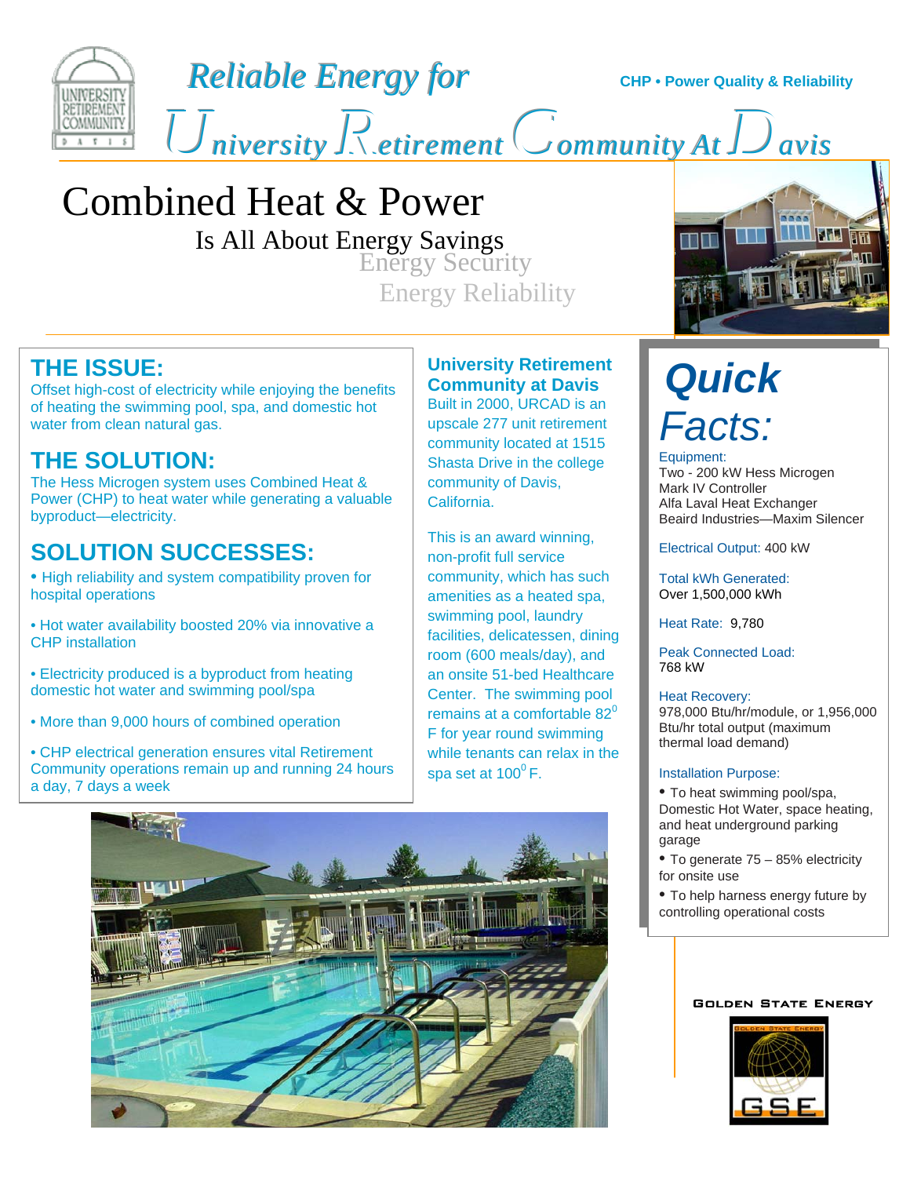# Reliable Energy for University Retirement Community At Davis

CHP • Power Quality & Reliability

## Combined Heat & Power

Is All About Energy Savings
Energy Security
Energy Reliability

## THE ISSUE:

Offset high-cost of electricity while enjoying the benefits of heating the swimming pool, spa, and domestic hot water from clean natural gas.

## THE SOLUTION:

The Hess Microgen system uses Combined Heat & Power (CHP) to heat water while generating a valuable byproduct—electricity.

## SOLUTION SUCCESSES:

- High reliability and system compatibility proven for hospital operations
- Hot water availability boosted 20% via innovative a CHP installation
- Electricity produced is a byproduct from heating domestic hot water and swimming pool/spa
- More than 9,000 hours of combined operation
- CHP electrical generation ensures vital Retirement Community operations remain up and running 24 hours a day, 7 days a week

### University Retirement Community at Davis

Built in 2000, URCAD is an upscale 277 unit retirement community located at 1515 Shasta Drive in the college community of Davis, California.

This is an award winning, non-profit full service community, which has such amenities as a heated spa, swimming pool, laundry facilities, delicatessen, dining room (600 meals/day), and an onsite 51-bed Healthcare Center. The swimming pool remains at a comfortable 82$^{0}$ F for year round swimming while tenants can relax in the spa set at 100$^{0}$ F.

## Quick Facts:

Equipment:
Two - 200 kW Hess Microgen
Mark IV Controller
Alfa Laval Heat Exchanger
Beaird Industries—Maxim Silencer

Electrical Output: 400 kW

Total kWh Generated:
Over 1,500,000 kWh

Heat Rate: 9,780

Peak Connected Load:
768 kW

Heat Recovery:
978,000 Btu/hr/module, or 1,956,000 Btu/hr total output (maximum thermal load demand)

Installation Purpose:

- To heat swimming pool/spa, Domestic Hot Water, space heating, and heat underground parking garage
- To generate 75 – 85% electricity for onsite use
- To help harness energy future by controlling operational costs

GOLDEN STATE ENERGY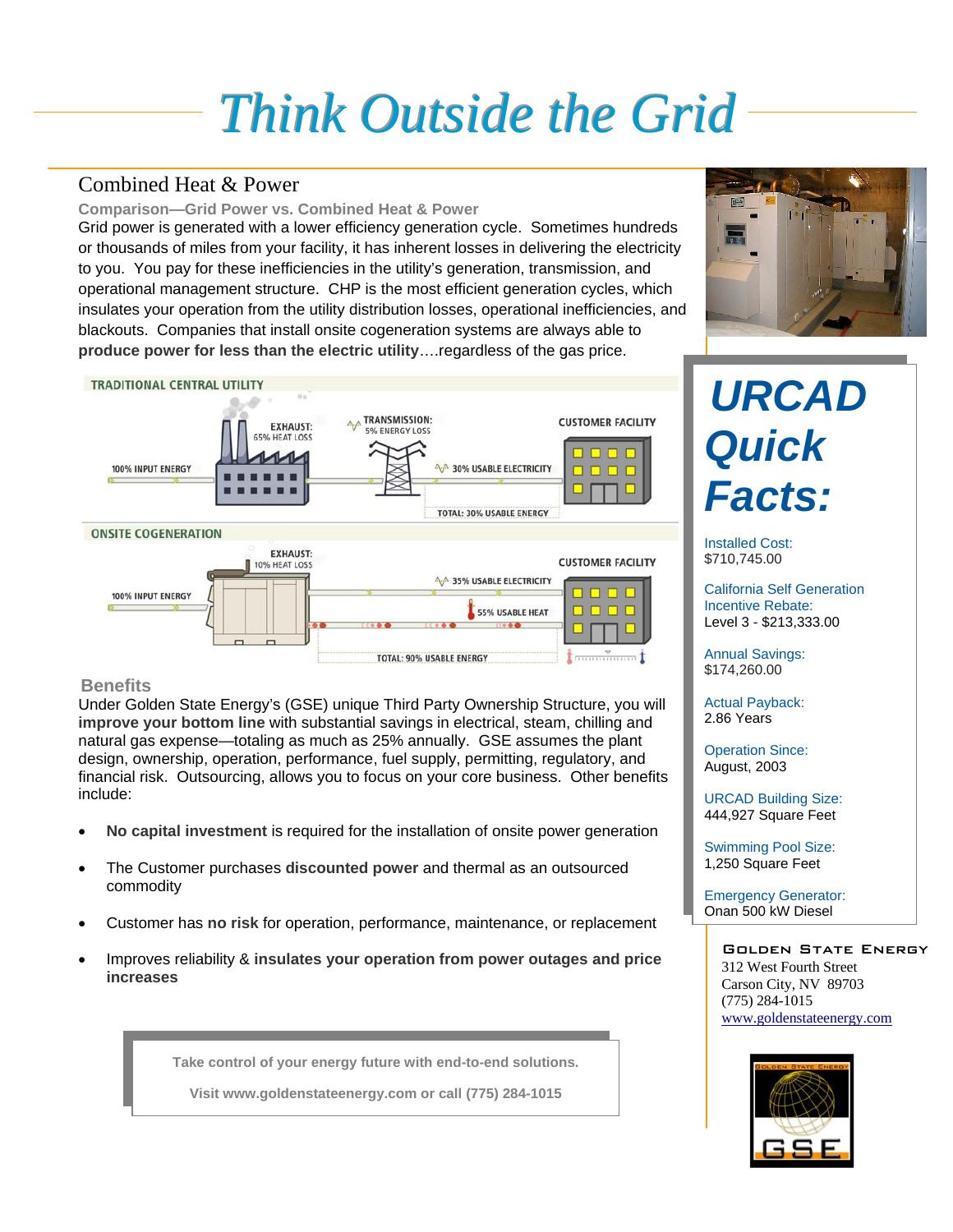# Think Outside the Grid

## Combined Heat & Power

**Comparison—Grid Power vs. Combined Heat & Power**

Grid power is generated with a lower efficiency generation cycle. Sometimes hundreds or thousands of miles from your facility, it has inherent losses in delivering the electricity to you. You pay for these inefficiencies in the utility's generation, transmission, and operational management structure. CHP is the most efficient generation cycles, which insulates your operation from the utility distribution losses, operational inefficiencies, and blackouts. Companies that install onsite cogeneration systems are always able to **produce power for less than the electric utility**….regardless of the gas price.

TRADITIONAL CENTRAL UTILITY

100% INPUT ENERGY

EXHAUST: 65% HEAT LOSS

TRANSMISSION: 5% ENERGY LOSS

30% USABLE ELECTRICITY

CUSTOMER FACILITY

TOTAL: 30% USABLE ENERGY

ONSITE COGENERATION

100% INPUT ENERGY

EXHAUST: 10% HEAT LOSS

35% USABLE ELECTRICITY

55% USABLE HEAT

CUSTOMER FACILITY

TOTAL: 90% USABLE ENERGY

### Benefits

Under Golden State Energy's (GSE) unique Third Party Ownership Structure, you will **improve your bottom line** with substantial savings in electrical, steam, chilling and natural gas expense—totaling as much as 25% annually. GSE assumes the plant design, ownership, operation, performance, fuel supply, permitting, regulatory, and financial risk. Outsourcing, allows you to focus on your core business. Other benefits include:

- **No capital investment** is required for the installation of onsite power generation
- The Customer purchases **discounted power** and thermal as an outsourced commodity
- Customer has **no risk** for operation, performance, maintenance, or replacement
- Improves reliability & **insulates your operation from power outages and price increases**

Take control of your energy future with end-to-end solutions.

Visit www.goldenstateenergy.com or call (775) 284-1015

## URCAD Quick Facts:

Installed Cost:
$710,745.00

California Self Generation Incentive Rebate:
Level 3 - $213,333.00

Annual Savings:
$174,260.00

Actual Payback:
2.86 Years

Operation Since:
August, 2003

URCAD Building Size:
444,927 Square Feet

Swimming Pool Size:
1,250 Square Feet

Emergency Generator:
Onan 500 kW Diesel

**Golden State Energy**
312 West Fourth Street
Carson City, NV 89703
(775) 284-1015
www.goldenstateenergy.com